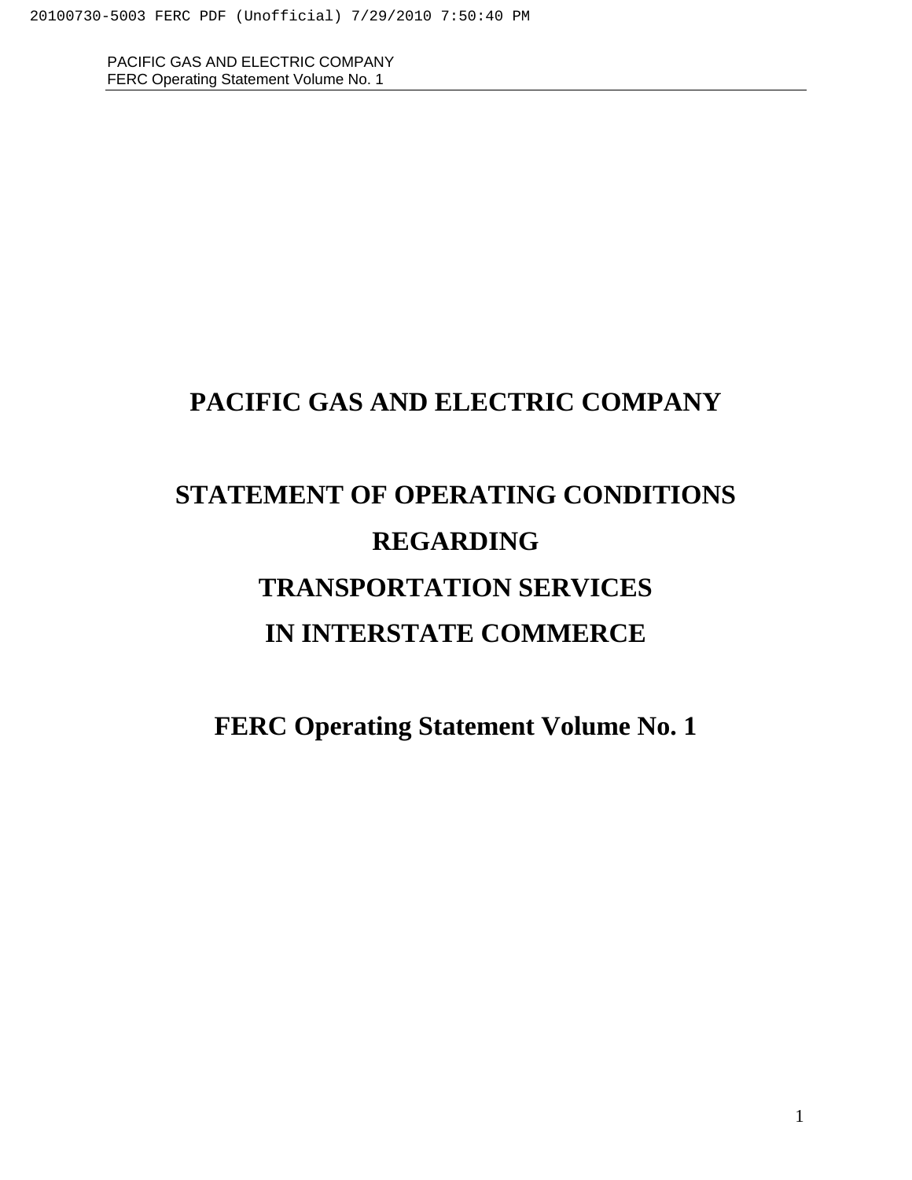# PACIFIC GAS AND ELECTRIC COMPANY

# STATEMENT OF OPERATING CONDITIONS REGARDING TRANSPORTATION SERVICES IN INTERSTATE COMMERCE

## FERC Operating Statement Volume No. 1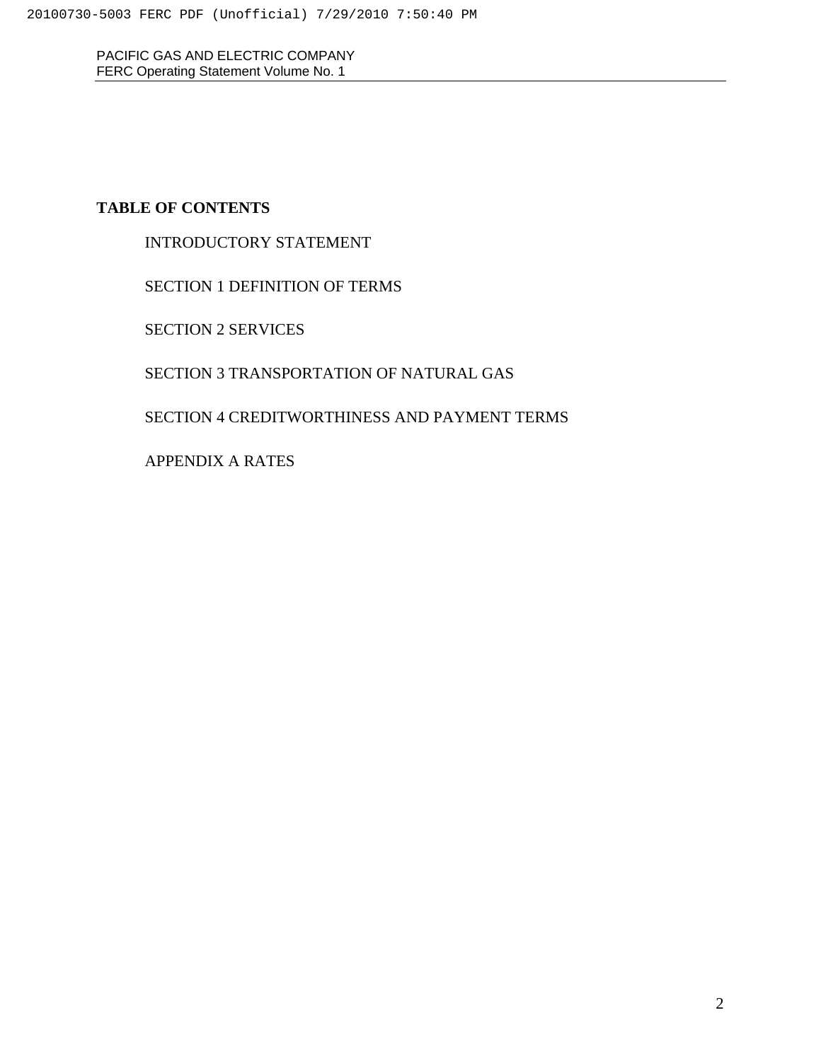**TABLE OF CONTENTS**

INTRODUCTORY STATEMENT

SECTION 1 DEFINITION OF TERMS

SECTION 2 SERVICES

SECTION 3 TRANSPORTATION OF NATURAL GAS

SECTION 4 CREDITWORTHINESS AND PAYMENT TERMS

APPENDIX A RATES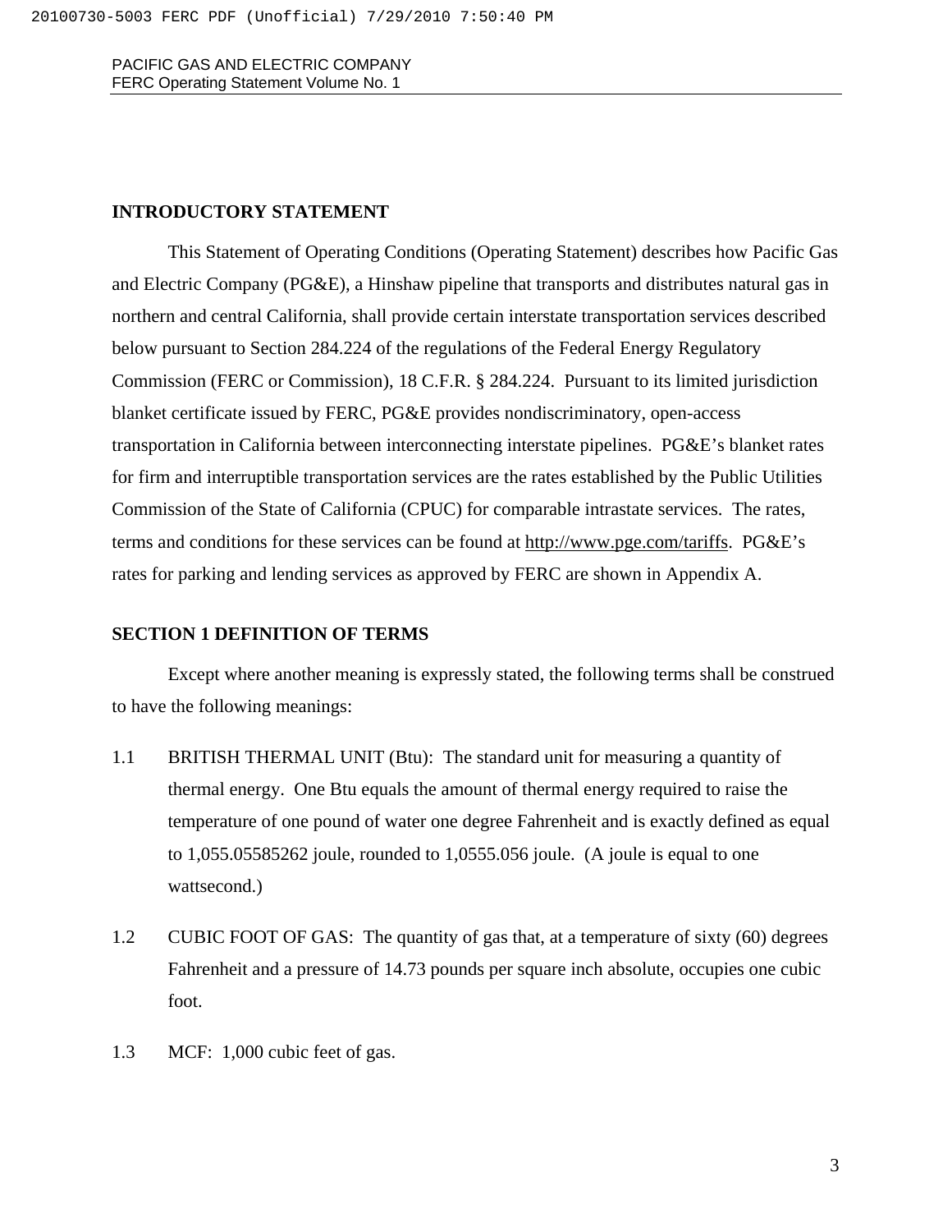## INTRODUCTORY STATEMENT

This Statement of Operating Conditions (Operating Statement) describes how Pacific Gas and Electric Company (PG&E), a Hinshaw pipeline that transports and distributes natural gas in northern and central California, shall provide certain interstate transportation services described below pursuant to Section 284.224 of the regulations of the Federal Energy Regulatory Commission (FERC or Commission), 18 C.F.R. § 284.224. Pursuant to its limited jurisdiction blanket certificate issued by FERC, PG&E provides nondiscriminatory, open-access transportation in California between interconnecting interstate pipelines. PG&E's blanket rates for firm and interruptible transportation services are the rates established by the Public Utilities Commission of the State of California (CPUC) for comparable intrastate services. The rates, terms and conditions for these services can be found at http://www.pge.com/tariffs. PG&E's rates for parking and lending services as approved by FERC are shown in Appendix A.

## SECTION 1 DEFINITION OF TERMS

Except where another meaning is expressly stated, the following terms shall be construed to have the following meanings:

1.1 BRITISH THERMAL UNIT (Btu): The standard unit for measuring a quantity of thermal energy. One Btu equals the amount of thermal energy required to raise the temperature of one pound of water one degree Fahrenheit and is exactly defined as equal to 1,055.05585262 joule, rounded to 1,0555.056 joule. (A joule is equal to one wattsecond.)

1.2 CUBIC FOOT OF GAS: The quantity of gas that, at a temperature of sixty (60) degrees Fahrenheit and a pressure of 14.73 pounds per square inch absolute, occupies one cubic foot.

1.3 MCF: 1,000 cubic feet of gas.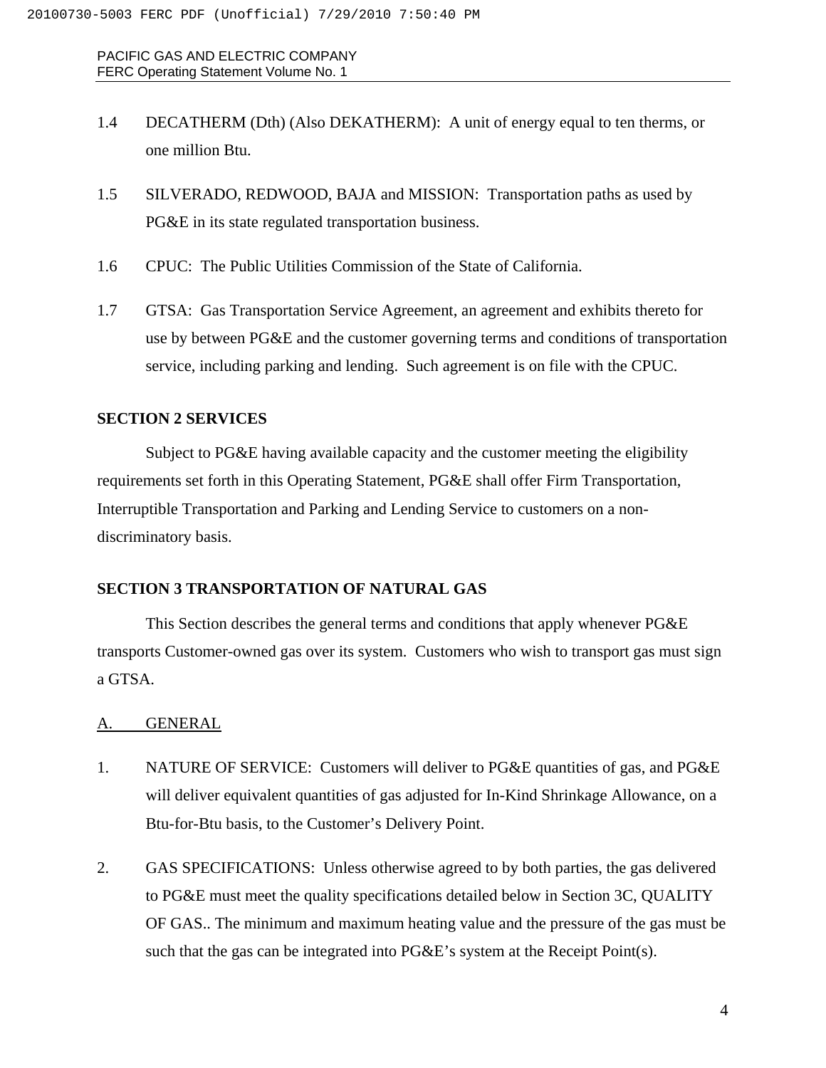1.4 DECATHERM (Dth) (Also DEKATHERM): A unit of energy equal to ten therms, or one million Btu.

1.5 SILVERADO, REDWOOD, BAJA and MISSION: Transportation paths as used by PG&E in its state regulated transportation business.

1.6 CPUC: The Public Utilities Commission of the State of California.

1.7 GTSA: Gas Transportation Service Agreement, an agreement and exhibits thereto for use by between PG&E and the customer governing terms and conditions of transportation service, including parking and lending. Such agreement is on file with the CPUC.

**SECTION 2 SERVICES**

Subject to PG&E having available capacity and the customer meeting the eligibility requirements set forth in this Operating Statement, PG&E shall offer Firm Transportation, Interruptible Transportation and Parking and Lending Service to customers on a non-discriminatory basis.

**SECTION 3 TRANSPORTATION OF NATURAL GAS**

This Section describes the general terms and conditions that apply whenever PG&E transports Customer-owned gas over its system. Customers who wish to transport gas must sign a GTSA.

A. GENERAL

1. NATURE OF SERVICE: Customers will deliver to PG&E quantities of gas, and PG&E will deliver equivalent quantities of gas adjusted for In-Kind Shrinkage Allowance, on a Btu-for-Btu basis, to the Customer's Delivery Point.

2. GAS SPECIFICATIONS: Unless otherwise agreed to by both parties, the gas delivered to PG&E must meet the quality specifications detailed below in Section 3C, QUALITY OF GAS.. The minimum and maximum heating value and the pressure of the gas must be such that the gas can be integrated into PG&E's system at the Receipt Point(s).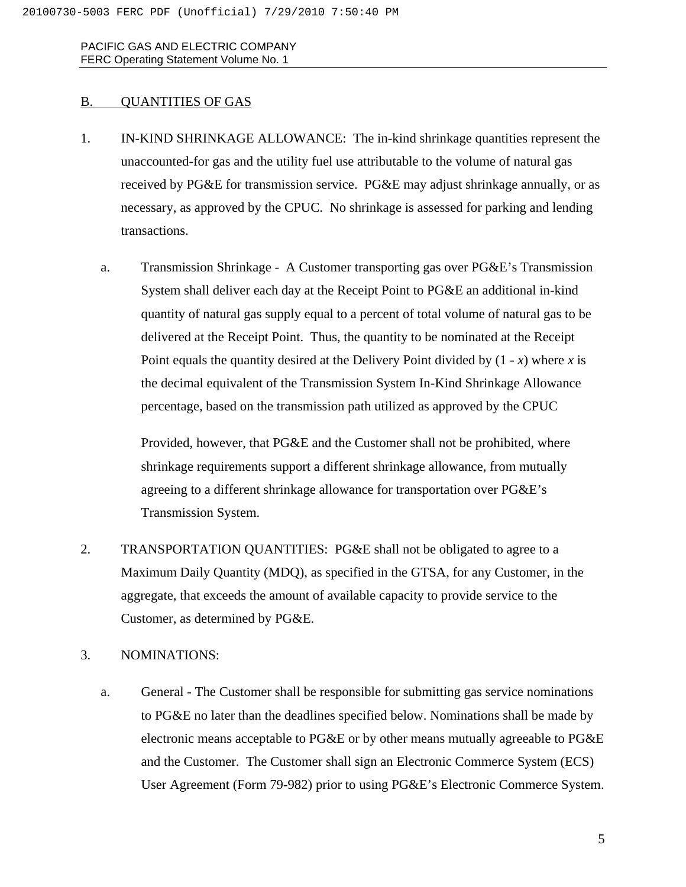## B. QUANTITIES OF GAS

1. IN-KIND SHRINKAGE ALLOWANCE: The in-kind shrinkage quantities represent the unaccounted-for gas and the utility fuel use attributable to the volume of natural gas received by PG&E for transmission service. PG&E may adjust shrinkage annually, or as necessary, as approved by the CPUC. No shrinkage is assessed for parking and lending transactions.

   a. Transmission Shrinkage - A Customer transporting gas over PG&E's Transmission System shall deliver each day at the Receipt Point to PG&E an additional in-kind quantity of natural gas supply equal to a percent of total volume of natural gas to be delivered at the Receipt Point. Thus, the quantity to be nominated at the Receipt Point equals the quantity desired at the Delivery Point divided by $(1 - x)$ where $x$ is the decimal equivalent of the Transmission System In-Kind Shrinkage Allowance percentage, based on the transmission path utilized as approved by the CPUC

      Provided, however, that PG&E and the Customer shall not be prohibited, where shrinkage requirements support a different shrinkage allowance, from mutually agreeing to a different shrinkage allowance for transportation over PG&E's Transmission System.

2. TRANSPORTATION QUANTITIES: PG&E shall not be obligated to agree to a Maximum Daily Quantity (MDQ), as specified in the GTSA, for any Customer, in the aggregate, that exceeds the amount of available capacity to provide service to the Customer, as determined by PG&E.

3. NOMINATIONS:

   a. General - The Customer shall be responsible for submitting gas service nominations to PG&E no later than the deadlines specified below. Nominations shall be made by electronic means acceptable to PG&E or by other means mutually agreeable to PG&E and the Customer. The Customer shall sign an Electronic Commerce System (ECS) User Agreement (Form 79-982) prior to using PG&E's Electronic Commerce System.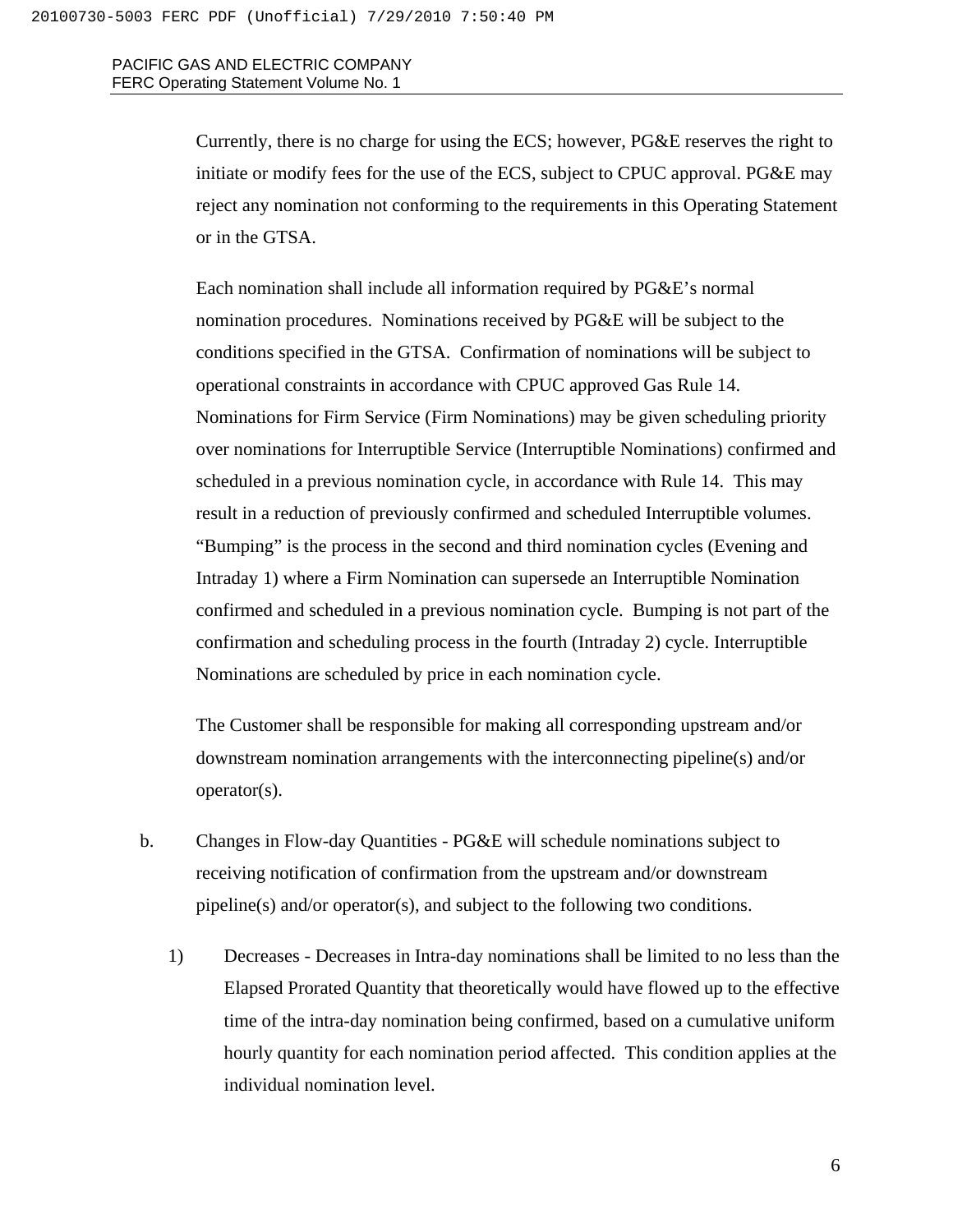Currently, there is no charge for using the ECS; however, PG&E reserves the right to initiate or modify fees for the use of the ECS, subject to CPUC approval. PG&E may reject any nomination not conforming to the requirements in this Operating Statement or in the GTSA.

Each nomination shall include all information required by PG&E's normal nomination procedures. Nominations received by PG&E will be subject to the conditions specified in the GTSA. Confirmation of nominations will be subject to operational constraints in accordance with CPUC approved Gas Rule 14. Nominations for Firm Service (Firm Nominations) may be given scheduling priority over nominations for Interruptible Service (Interruptible Nominations) confirmed and scheduled in a previous nomination cycle, in accordance with Rule 14. This may result in a reduction of previously confirmed and scheduled Interruptible volumes. "Bumping" is the process in the second and third nomination cycles (Evening and Intraday 1) where a Firm Nomination can supersede an Interruptible Nomination confirmed and scheduled in a previous nomination cycle. Bumping is not part of the confirmation and scheduling process in the fourth (Intraday 2) cycle. Interruptible Nominations are scheduled by price in each nomination cycle.

The Customer shall be responsible for making all corresponding upstream and/or downstream nomination arrangements with the interconnecting pipeline(s) and/or operator(s).

b. Changes in Flow-day Quantities - PG&E will schedule nominations subject to receiving notification of confirmation from the upstream and/or downstream pipeline(s) and/or operator(s), and subject to the following two conditions.

   1) Decreases - Decreases in Intra-day nominations shall be limited to no less than the Elapsed Prorated Quantity that theoretically would have flowed up to the effective time of the intra-day nomination being confirmed, based on a cumulative uniform hourly quantity for each nomination period affected. This condition applies at the individual nomination level.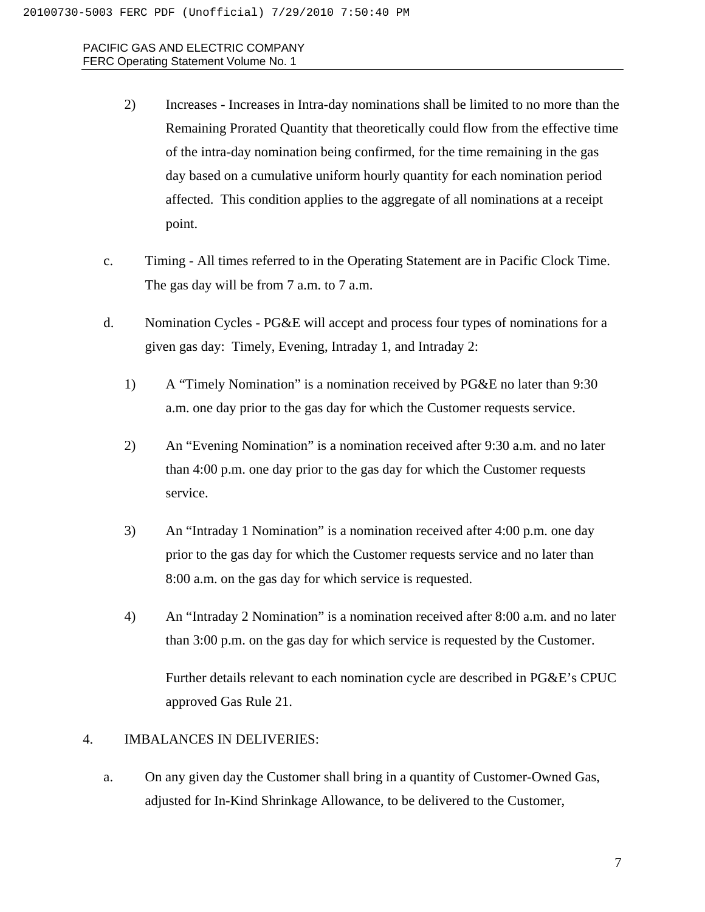2) Increases - Increases in Intra-day nominations shall be limited to no more than the Remaining Prorated Quantity that theoretically could flow from the effective time of the intra-day nomination being confirmed, for the time remaining in the gas day based on a cumulative uniform hourly quantity for each nomination period affected. This condition applies to the aggregate of all nominations at a receipt point.

c. Timing - All times referred to in the Operating Statement are in Pacific Clock Time. The gas day will be from 7 a.m. to 7 a.m.

d. Nomination Cycles - PG&E will accept and process four types of nominations for a given gas day: Timely, Evening, Intraday 1, and Intraday 2:

1) A "Timely Nomination" is a nomination received by PG&E no later than 9:30 a.m. one day prior to the gas day for which the Customer requests service.

2) An "Evening Nomination" is a nomination received after 9:30 a.m. and no later than 4:00 p.m. one day prior to the gas day for which the Customer requests service.

3) An "Intraday 1 Nomination" is a nomination received after 4:00 p.m. one day prior to the gas day for which the Customer requests service and no later than 8:00 a.m. on the gas day for which service is requested.

4) An "Intraday 2 Nomination" is a nomination received after 8:00 a.m. and no later than 3:00 p.m. on the gas day for which service is requested by the Customer.

Further details relevant to each nomination cycle are described in PG&E's CPUC approved Gas Rule 21.

4. IMBALANCES IN DELIVERIES:

a. On any given day the Customer shall bring in a quantity of Customer-Owned Gas, adjusted for In-Kind Shrinkage Allowance, to be delivered to the Customer,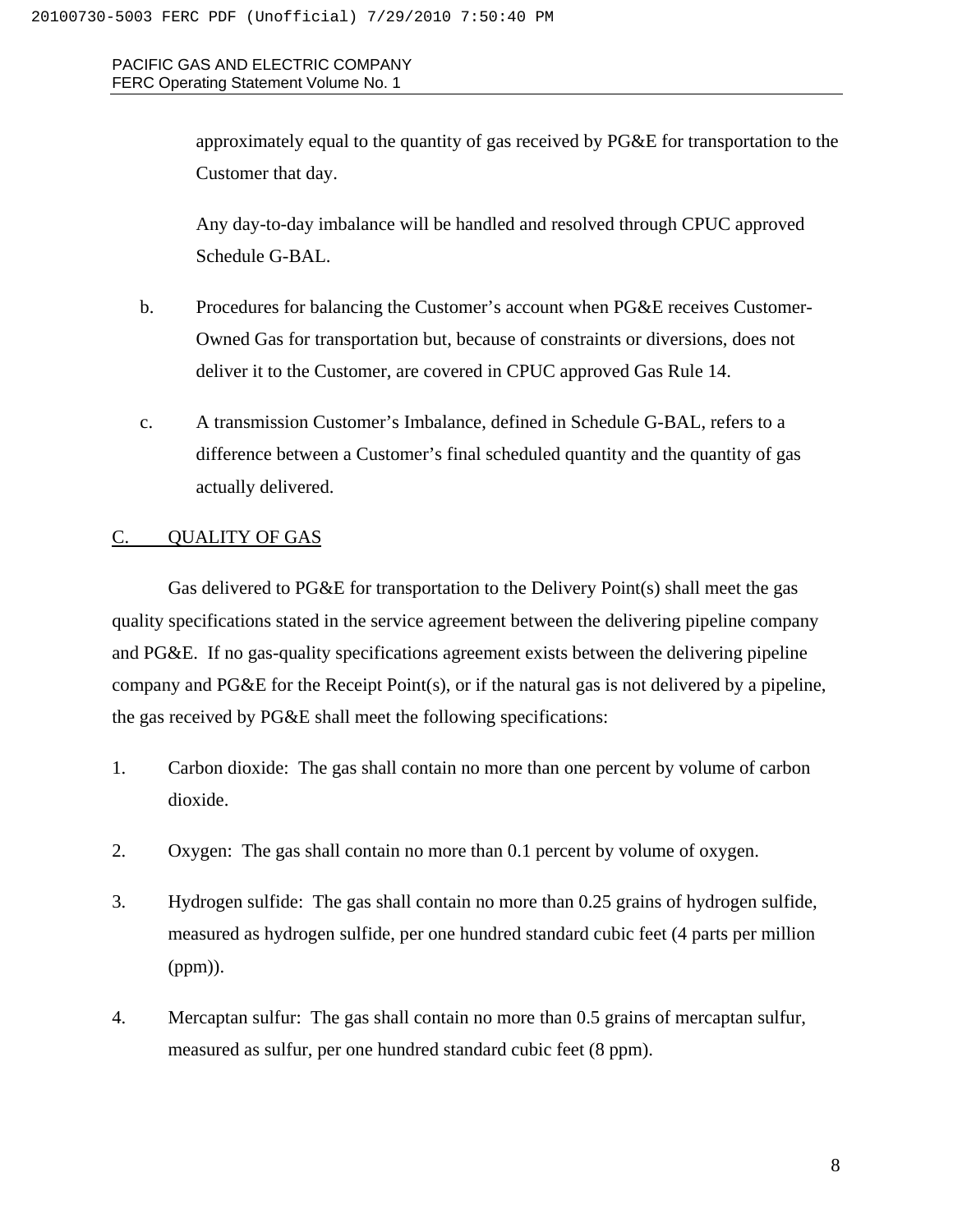approximately equal to the quantity of gas received by PG&E for transportation to the Customer that day.

Any day-to-day imbalance will be handled and resolved through CPUC approved Schedule G-BAL.

b. Procedures for balancing the Customer's account when PG&E receives Customer-Owned Gas for transportation but, because of constraints or diversions, does not deliver it to the Customer, are covered in CPUC approved Gas Rule 14.

c. A transmission Customer's Imbalance, defined in Schedule G-BAL, refers to a difference between a Customer's final scheduled quantity and the quantity of gas actually delivered.

## C. QUALITY OF GAS

Gas delivered to PG&E for transportation to the Delivery Point(s) shall meet the gas quality specifications stated in the service agreement between the delivering pipeline company and PG&E. If no gas-quality specifications agreement exists between the delivering pipeline company and PG&E for the Receipt Point(s), or if the natural gas is not delivered by a pipeline, the gas received by PG&E shall meet the following specifications:

1. Carbon dioxide: The gas shall contain no more than one percent by volume of carbon dioxide.

2. Oxygen: The gas shall contain no more than 0.1 percent by volume of oxygen.

3. Hydrogen sulfide: The gas shall contain no more than 0.25 grains of hydrogen sulfide, measured as hydrogen sulfide, per one hundred standard cubic feet (4 parts per million (ppm)).

4. Mercaptan sulfur: The gas shall contain no more than 0.5 grains of mercaptan sulfur, measured as sulfur, per one hundred standard cubic feet (8 ppm).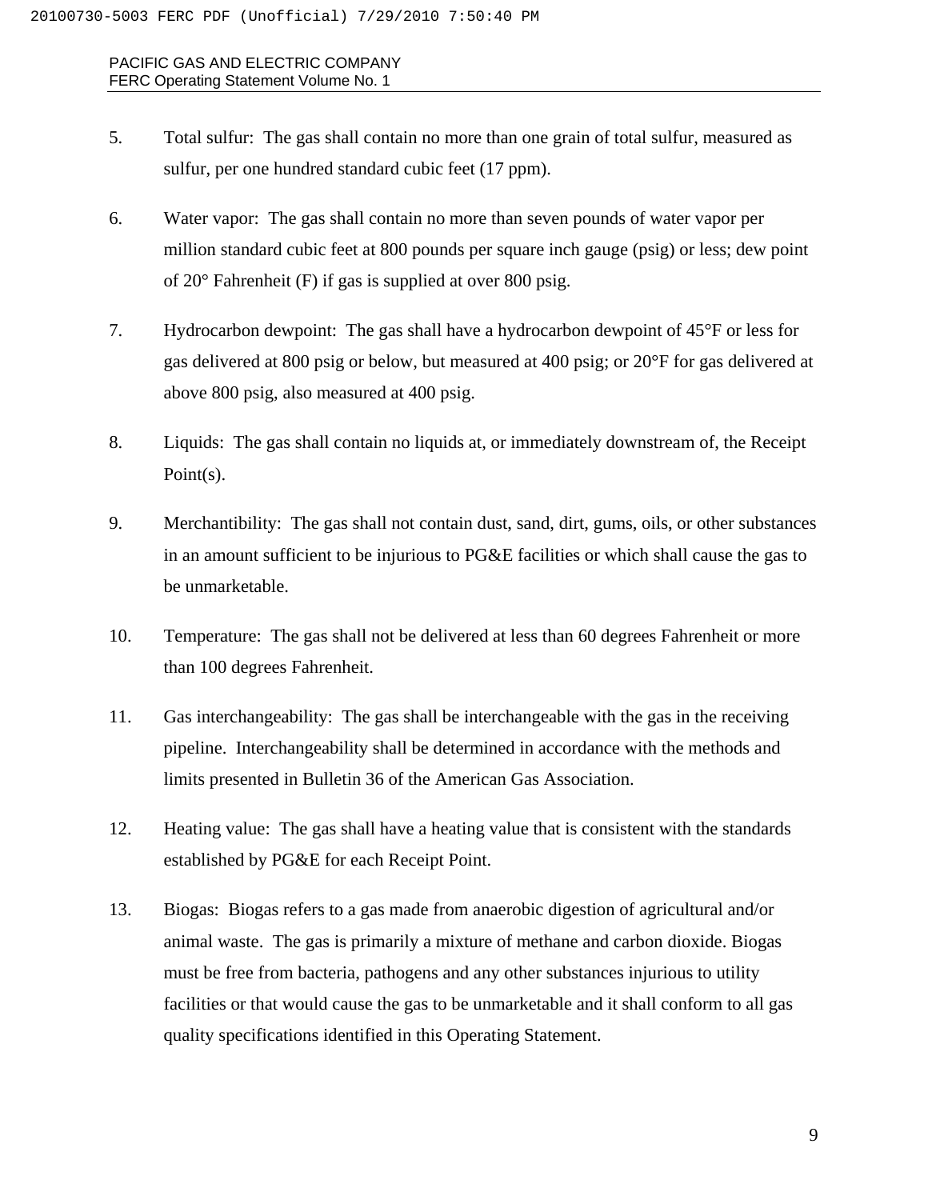5. Total sulfur: The gas shall contain no more than one grain of total sulfur, measured as sulfur, per one hundred standard cubic feet (17 ppm).

6. Water vapor: The gas shall contain no more than seven pounds of water vapor per million standard cubic feet at 800 pounds per square inch gauge (psig) or less; dew point of 20° Fahrenheit (F) if gas is supplied at over 800 psig.

7. Hydrocarbon dewpoint: The gas shall have a hydrocarbon dewpoint of 45°F or less for gas delivered at 800 psig or below, but measured at 400 psig; or 20°F for gas delivered at above 800 psig, also measured at 400 psig.

8. Liquids: The gas shall contain no liquids at, or immediately downstream of, the Receipt Point(s).

9. Merchantibility: The gas shall not contain dust, sand, dirt, gums, oils, or other substances in an amount sufficient to be injurious to PG&E facilities or which shall cause the gas to be unmarketable.

10. Temperature: The gas shall not be delivered at less than 60 degrees Fahrenheit or more than 100 degrees Fahrenheit.

11. Gas interchangeability: The gas shall be interchangeable with the gas in the receiving pipeline. Interchangeability shall be determined in accordance with the methods and limits presented in Bulletin 36 of the American Gas Association.

12. Heating value: The gas shall have a heating value that is consistent with the standards established by PG&E for each Receipt Point.

13. Biogas: Biogas refers to a gas made from anaerobic digestion of agricultural and/or animal waste. The gas is primarily a mixture of methane and carbon dioxide. Biogas must be free from bacteria, pathogens and any other substances injurious to utility facilities or that would cause the gas to be unmarketable and it shall conform to all gas quality specifications identified in this Operating Statement.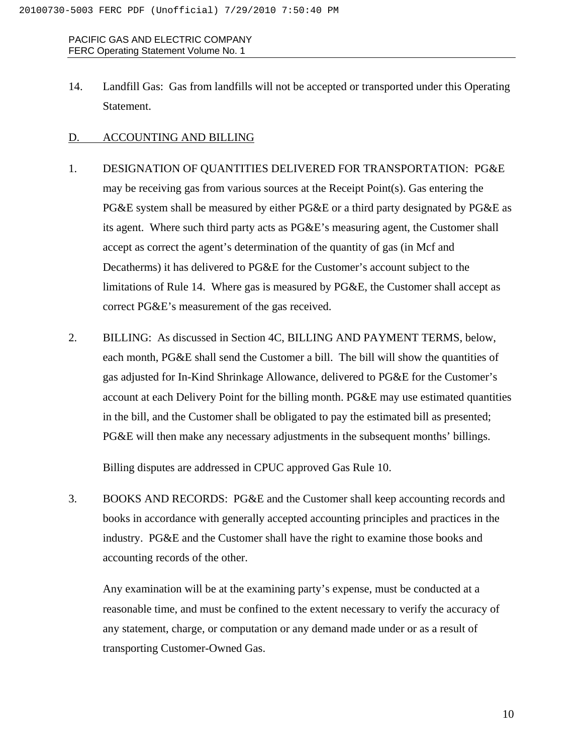14. Landfill Gas: Gas from landfills will not be accepted or transported under this Operating Statement.

## D. ACCOUNTING AND BILLING

1. DESIGNATION OF QUANTITIES DELIVERED FOR TRANSPORTATION: PG&E may be receiving gas from various sources at the Receipt Point(s). Gas entering the PG&E system shall be measured by either PG&E or a third party designated by PG&E as its agent. Where such third party acts as PG&E's measuring agent, the Customer shall accept as correct the agent's determination of the quantity of gas (in Mcf and Decatherms) it has delivered to PG&E for the Customer's account subject to the limitations of Rule 14. Where gas is measured by PG&E, the Customer shall accept as correct PG&E's measurement of the gas received.

2. BILLING: As discussed in Section 4C, BILLING AND PAYMENT TERMS, below, each month, PG&E shall send the Customer a bill. The bill will show the quantities of gas adjusted for In-Kind Shrinkage Allowance, delivered to PG&E for the Customer's account at each Delivery Point for the billing month. PG&E may use estimated quantities in the bill, and the Customer shall be obligated to pay the estimated bill as presented; PG&E will then make any necessary adjustments in the subsequent months' billings.

   Billing disputes are addressed in CPUC approved Gas Rule 10.

3. BOOKS AND RECORDS: PG&E and the Customer shall keep accounting records and books in accordance with generally accepted accounting principles and practices in the industry. PG&E and the Customer shall have the right to examine those books and accounting records of the other.

   Any examination will be at the examining party's expense, must be conducted at a reasonable time, and must be confined to the extent necessary to verify the accuracy of any statement, charge, or computation or any demand made under or as a result of transporting Customer-Owned Gas.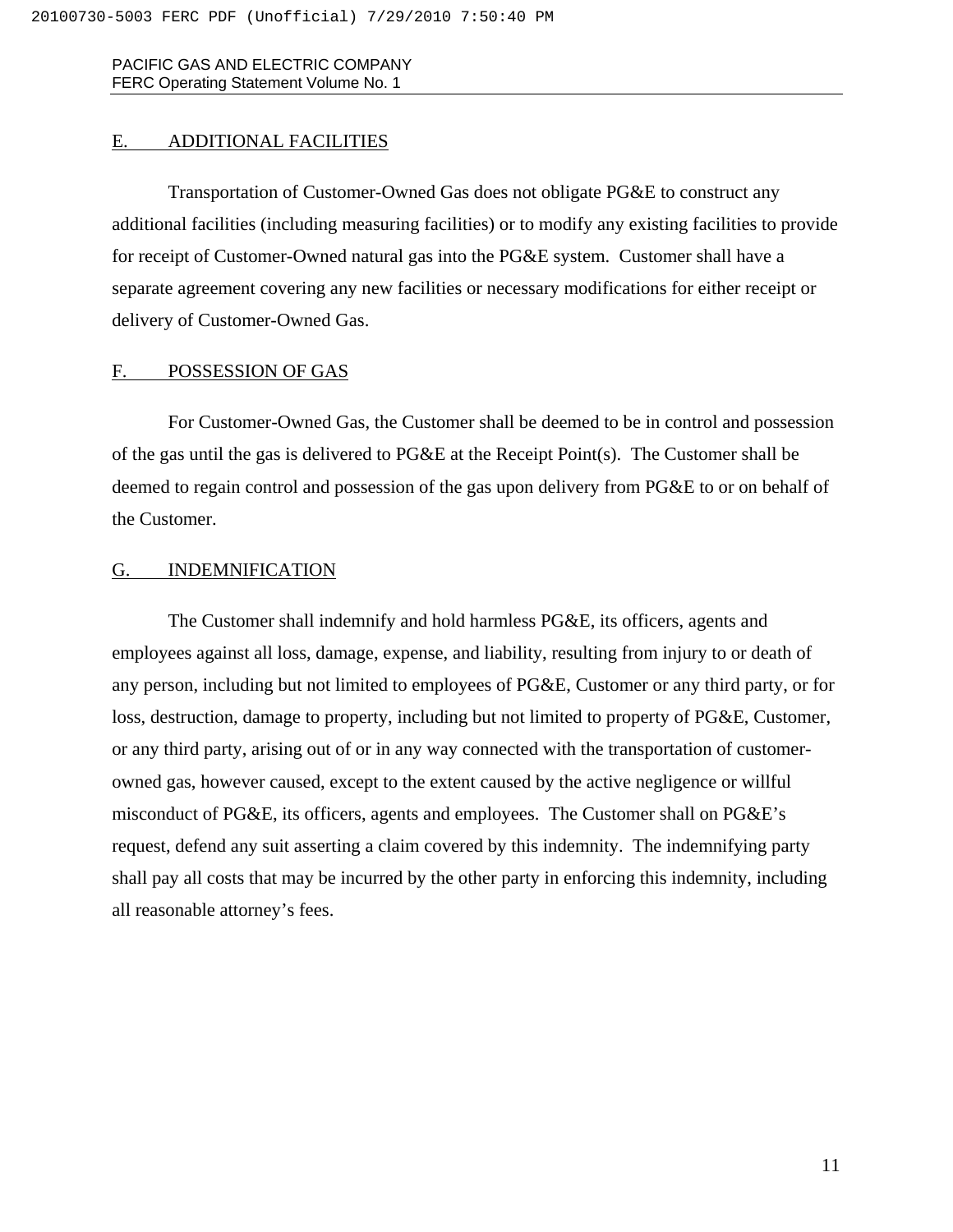## E. ADDITIONAL FACILITIES

Transportation of Customer-Owned Gas does not obligate PG&E to construct any additional facilities (including measuring facilities) or to modify any existing facilities to provide for receipt of Customer-Owned natural gas into the PG&E system. Customer shall have a separate agreement covering any new facilities or necessary modifications for either receipt or delivery of Customer-Owned Gas.

## F. POSSESSION OF GAS

For Customer-Owned Gas, the Customer shall be deemed to be in control and possession of the gas until the gas is delivered to PG&E at the Receipt Point(s). The Customer shall be deemed to regain control and possession of the gas upon delivery from PG&E to or on behalf of the Customer.

## G. INDEMNIFICATION

The Customer shall indemnify and hold harmless PG&E, its officers, agents and employees against all loss, damage, expense, and liability, resulting from injury to or death of any person, including but not limited to employees of PG&E, Customer or any third party, or for loss, destruction, damage to property, including but not limited to property of PG&E, Customer, or any third party, arising out of or in any way connected with the transportation of customer-owned gas, however caused, except to the extent caused by the active negligence or willful misconduct of PG&E, its officers, agents and employees. The Customer shall on PG&E's request, defend any suit asserting a claim covered by this indemnity. The indemnifying party shall pay all costs that may be incurred by the other party in enforcing this indemnity, including all reasonable attorney's fees.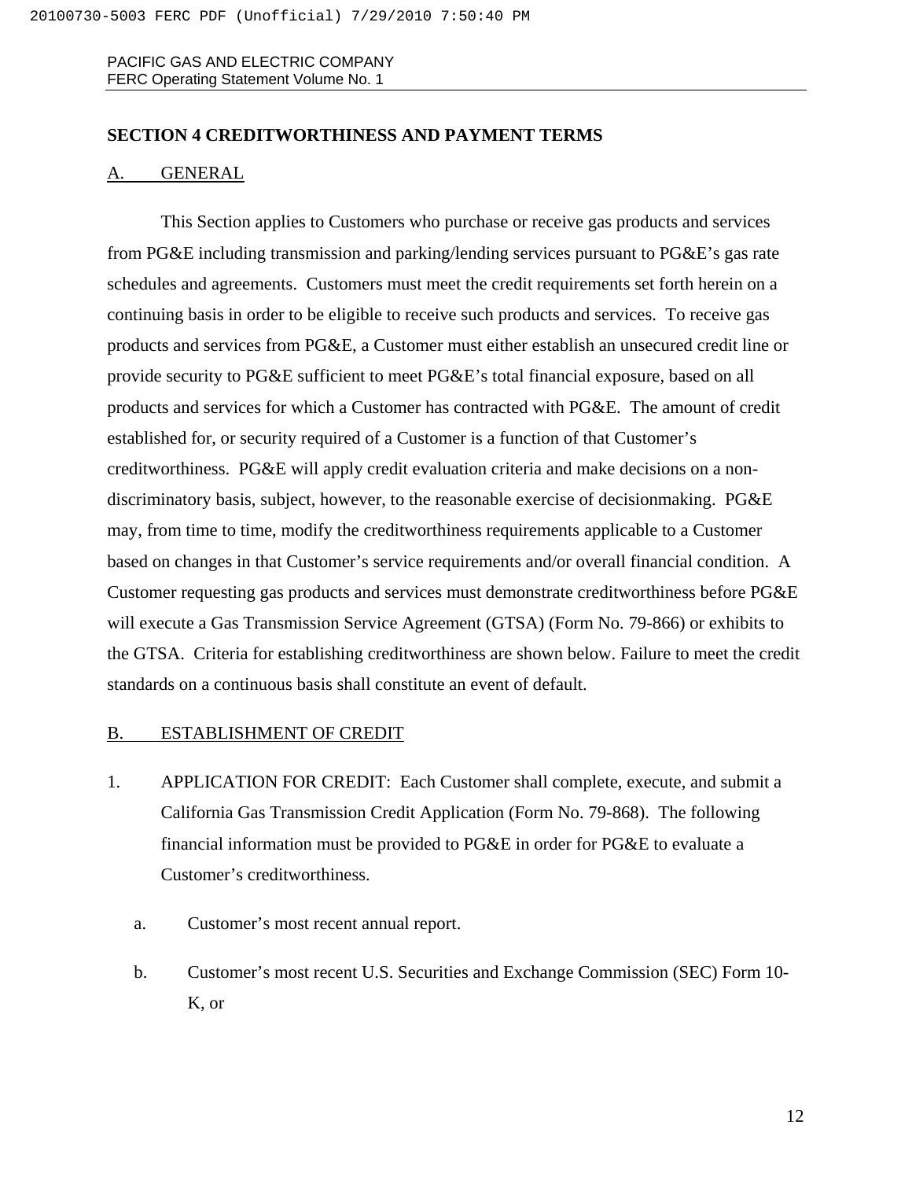## SECTION 4 CREDITWORTHINESS AND PAYMENT TERMS

### A. GENERAL

This Section applies to Customers who purchase or receive gas products and services from PG&E including transmission and parking/lending services pursuant to PG&E's gas rate schedules and agreements. Customers must meet the credit requirements set forth herein on a continuing basis in order to be eligible to receive such products and services. To receive gas products and services from PG&E, a Customer must either establish an unsecured credit line or provide security to PG&E sufficient to meet PG&E's total financial exposure, based on all products and services for which a Customer has contracted with PG&E. The amount of credit established for, or security required of a Customer is a function of that Customer's creditworthiness. PG&E will apply credit evaluation criteria and make decisions on a non-discriminatory basis, subject, however, to the reasonable exercise of decisionmaking. PG&E may, from time to time, modify the creditworthiness requirements applicable to a Customer based on changes in that Customer's service requirements and/or overall financial condition. A Customer requesting gas products and services must demonstrate creditworthiness before PG&E will execute a Gas Transmission Service Agreement (GTSA) (Form No. 79-866) or exhibits to the GTSA. Criteria for establishing creditworthiness are shown below. Failure to meet the credit standards on a continuous basis shall constitute an event of default.

### B. ESTABLISHMENT OF CREDIT

1. APPLICATION FOR CREDIT: Each Customer shall complete, execute, and submit a California Gas Transmission Credit Application (Form No. 79-868). The following financial information must be provided to PG&E in order for PG&E to evaluate a Customer's creditworthiness.

   a. Customer's most recent annual report.

   b. Customer's most recent U.S. Securities and Exchange Commission (SEC) Form 10-K, or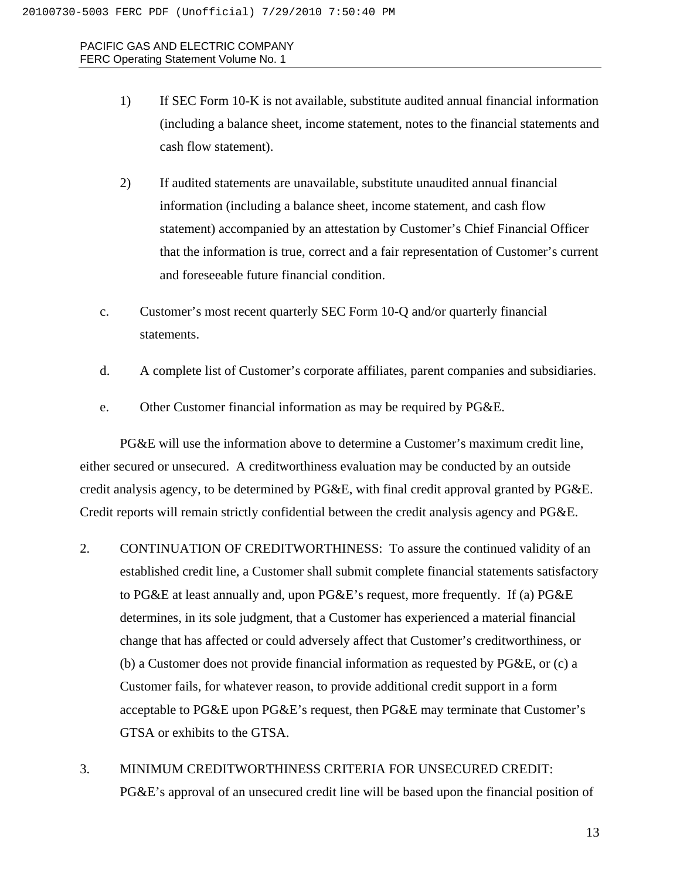1) If SEC Form 10-K is not available, substitute audited annual financial information (including a balance sheet, income statement, notes to the financial statements and cash flow statement).

2) If audited statements are unavailable, substitute unaudited annual financial information (including a balance sheet, income statement, and cash flow statement) accompanied by an attestation by Customer's Chief Financial Officer that the information is true, correct and a fair representation of Customer's current and foreseeable future financial condition.

c. Customer's most recent quarterly SEC Form 10-Q and/or quarterly financial statements.

d. A complete list of Customer's corporate affiliates, parent companies and subsidiaries.

e. Other Customer financial information as may be required by PG&E.

PG&E will use the information above to determine a Customer's maximum credit line, either secured or unsecured. A creditworthiness evaluation may be conducted by an outside credit analysis agency, to be determined by PG&E, with final credit approval granted by PG&E. Credit reports will remain strictly confidential between the credit analysis agency and PG&E.

2. CONTINUATION OF CREDITWORTHINESS: To assure the continued validity of an established credit line, a Customer shall submit complete financial statements satisfactory to PG&E at least annually and, upon PG&E's request, more frequently. If (a) PG&E determines, in its sole judgment, that a Customer has experienced a material financial change that has affected or could adversely affect that Customer's creditworthiness, or (b) a Customer does not provide financial information as requested by PG&E, or (c) a Customer fails, for whatever reason, to provide additional credit support in a form acceptable to PG&E upon PG&E's request, then PG&E may terminate that Customer's GTSA or exhibits to the GTSA.

3. MINIMUM CREDITWORTHINESS CRITERIA FOR UNSECURED CREDIT: PG&E's approval of an unsecured credit line will be based upon the financial position of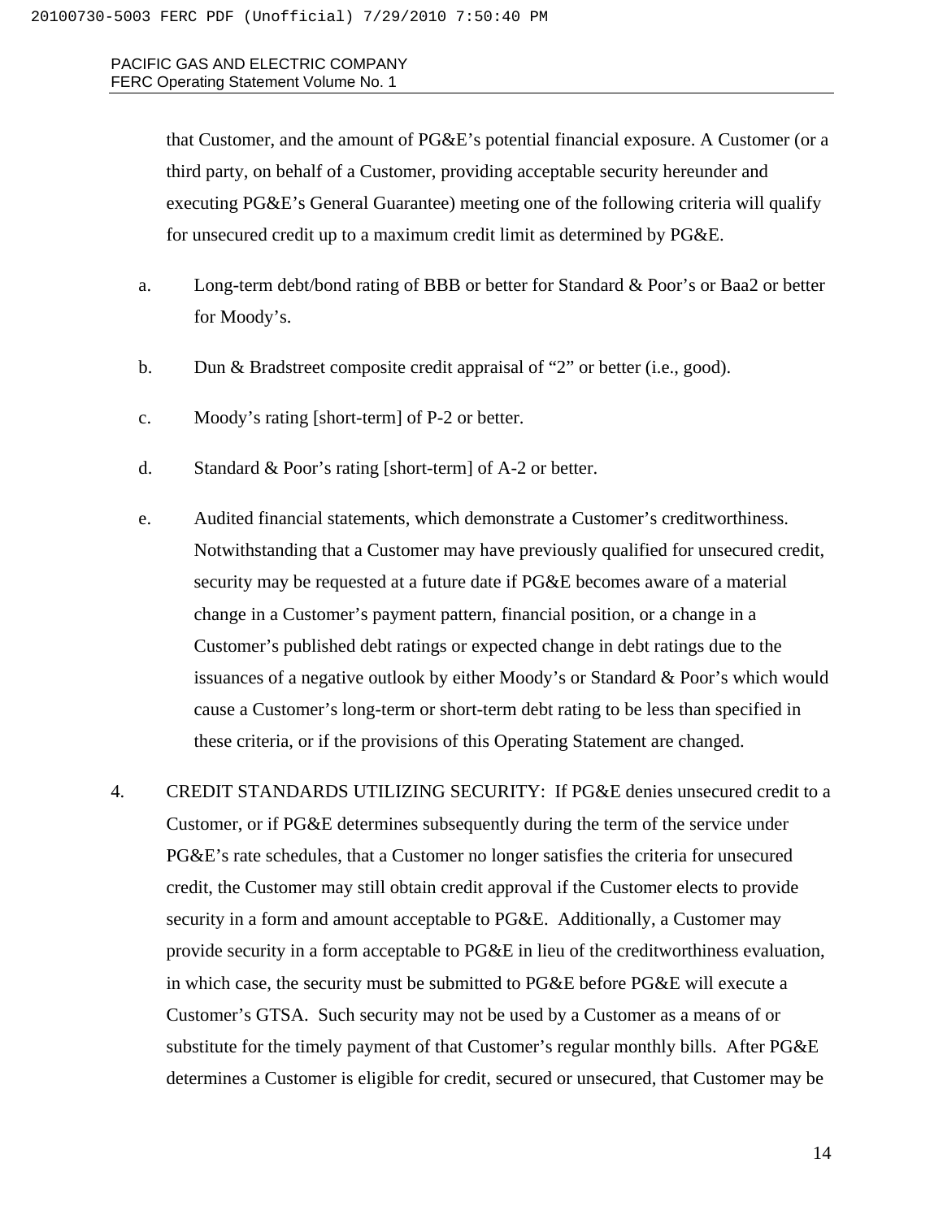that Customer, and the amount of PG&E's potential financial exposure. A Customer (or a third party, on behalf of a Customer, providing acceptable security hereunder and executing PG&E's General Guarantee) meeting one of the following criteria will qualify for unsecured credit up to a maximum credit limit as determined by PG&E.

a. Long-term debt/bond rating of BBB or better for Standard & Poor's or Baa2 or better for Moody's.

b. Dun & Bradstreet composite credit appraisal of "2" or better (i.e., good).

c. Moody's rating [short-term] of P-2 or better.

d. Standard & Poor's rating [short-term] of A-2 or better.

e. Audited financial statements, which demonstrate a Customer's creditworthiness. Notwithstanding that a Customer may have previously qualified for unsecured credit, security may be requested at a future date if PG&E becomes aware of a material change in a Customer's payment pattern, financial position, or a change in a Customer's published debt ratings or expected change in debt ratings due to the issuances of a negative outlook by either Moody's or Standard & Poor's which would cause a Customer's long-term or short-term debt rating to be less than specified in these criteria, or if the provisions of this Operating Statement are changed.

4. CREDIT STANDARDS UTILIZING SECURITY: If PG&E denies unsecured credit to a Customer, or if PG&E determines subsequently during the term of the service under PG&E's rate schedules, that a Customer no longer satisfies the criteria for unsecured credit, the Customer may still obtain credit approval if the Customer elects to provide security in a form and amount acceptable to PG&E. Additionally, a Customer may provide security in a form acceptable to PG&E in lieu of the creditworthiness evaluation, in which case, the security must be submitted to PG&E before PG&E will execute a Customer's GTSA. Such security may not be used by a Customer as a means of or substitute for the timely payment of that Customer's regular monthly bills. After PG&E determines a Customer is eligible for credit, secured or unsecured, that Customer may be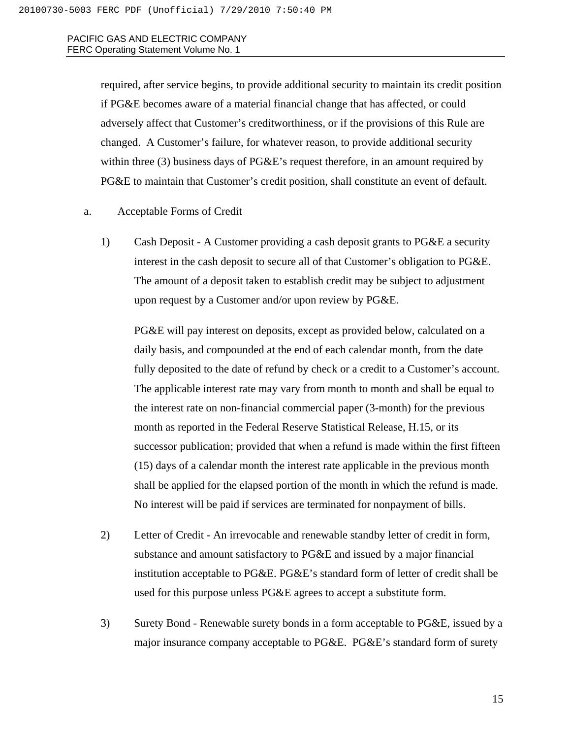required, after service begins, to provide additional security to maintain its credit position if PG&E becomes aware of a material financial change that has affected, or could adversely affect that Customer's creditworthiness, or if the provisions of this Rule are changed. A Customer's failure, for whatever reason, to provide additional security within three (3) business days of PG&E's request therefore, in an amount required by PG&E to maintain that Customer's credit position, shall constitute an event of default.

a. Acceptable Forms of Credit

1) Cash Deposit - A Customer providing a cash deposit grants to PG&E a security interest in the cash deposit to secure all of that Customer's obligation to PG&E. The amount of a deposit taken to establish credit may be subject to adjustment upon request by a Customer and/or upon review by PG&E.

   PG&E will pay interest on deposits, except as provided below, calculated on a daily basis, and compounded at the end of each calendar month, from the date fully deposited to the date of refund by check or a credit to a Customer's account. The applicable interest rate may vary from month to month and shall be equal to the interest rate on non-financial commercial paper (3-month) for the previous month as reported in the Federal Reserve Statistical Release, H.15, or its successor publication; provided that when a refund is made within the first fifteen (15) days of a calendar month the interest rate applicable in the previous month shall be applied for the elapsed portion of the month in which the refund is made. No interest will be paid if services are terminated for nonpayment of bills.

2) Letter of Credit - An irrevocable and renewable standby letter of credit in form, substance and amount satisfactory to PG&E and issued by a major financial institution acceptable to PG&E. PG&E's standard form of letter of credit shall be used for this purpose unless PG&E agrees to accept a substitute form.

3) Surety Bond - Renewable surety bonds in a form acceptable to PG&E, issued by a major insurance company acceptable to PG&E. PG&E's standard form of surety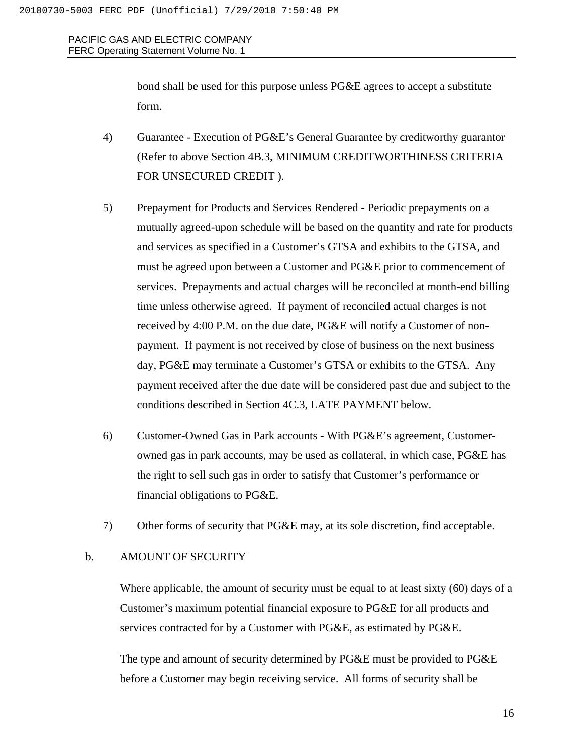bond shall be used for this purpose unless PG&E agrees to accept a substitute form.

4) Guarantee - Execution of PG&E's General Guarantee by creditworthy guarantor (Refer to above Section 4B.3, MINIMUM CREDITWORTHINESS CRITERIA FOR UNSECURED CREDIT ).

5) Prepayment for Products and Services Rendered - Periodic prepayments on a mutually agreed-upon schedule will be based on the quantity and rate for products and services as specified in a Customer's GTSA and exhibits to the GTSA, and must be agreed upon between a Customer and PG&E prior to commencement of services. Prepayments and actual charges will be reconciled at month-end billing time unless otherwise agreed. If payment of reconciled actual charges is not received by 4:00 P.M. on the due date, PG&E will notify a Customer of non-payment. If payment is not received by close of business on the next business day, PG&E may terminate a Customer's GTSA or exhibits to the GTSA. Any payment received after the due date will be considered past due and subject to the conditions described in Section 4C.3, LATE PAYMENT below.

6) Customer-Owned Gas in Park accounts - With PG&E's agreement, Customer-owned gas in park accounts, may be used as collateral, in which case, PG&E has the right to sell such gas in order to satisfy that Customer's performance or financial obligations to PG&E.

7) Other forms of security that PG&E may, at its sole discretion, find acceptable.

b. AMOUNT OF SECURITY

Where applicable, the amount of security must be equal to at least sixty (60) days of a Customer's maximum potential financial exposure to PG&E for all products and services contracted for by a Customer with PG&E, as estimated by PG&E.

The type and amount of security determined by PG&E must be provided to PG&E before a Customer may begin receiving service. All forms of security shall be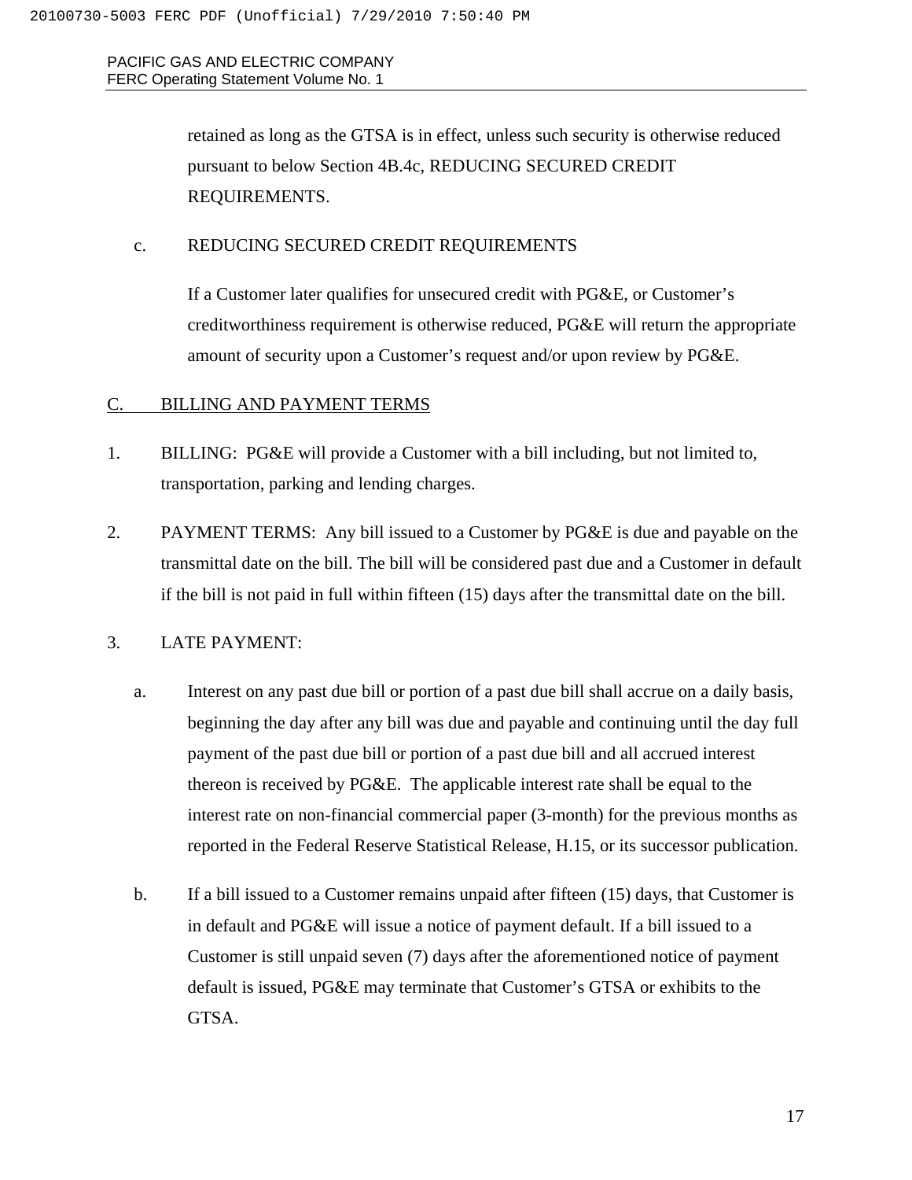retained as long as the GTSA is in effect, unless such security is otherwise reduced pursuant to below Section 4B.4c, REDUCING SECURED CREDIT REQUIREMENTS.

c. REDUCING SECURED CREDIT REQUIREMENTS

If a Customer later qualifies for unsecured credit with PG&E, or Customer's creditworthiness requirement is otherwise reduced, PG&E will return the appropriate amount of security upon a Customer's request and/or upon review by PG&E.

## C. BILLING AND PAYMENT TERMS

1. BILLING: PG&E will provide a Customer with a bill including, but not limited to, transportation, parking and lending charges.

2. PAYMENT TERMS: Any bill issued to a Customer by PG&E is due and payable on the transmittal date on the bill. The bill will be considered past due and a Customer in default if the bill is not paid in full within fifteen (15) days after the transmittal date on the bill.

3. LATE PAYMENT:

   a. Interest on any past due bill or portion of a past due bill shall accrue on a daily basis, beginning the day after any bill was due and payable and continuing until the day full payment of the past due bill or portion of a past due bill and all accrued interest thereon is received by PG&E. The applicable interest rate shall be equal to the interest rate on non-financial commercial paper (3-month) for the previous months as reported in the Federal Reserve Statistical Release, H.15, or its successor publication.

   b. If a bill issued to a Customer remains unpaid after fifteen (15) days, that Customer is in default and PG&E will issue a notice of payment default. If a bill issued to a Customer is still unpaid seven (7) days after the aforementioned notice of payment default is issued, PG&E may terminate that Customer's GTSA or exhibits to the GTSA.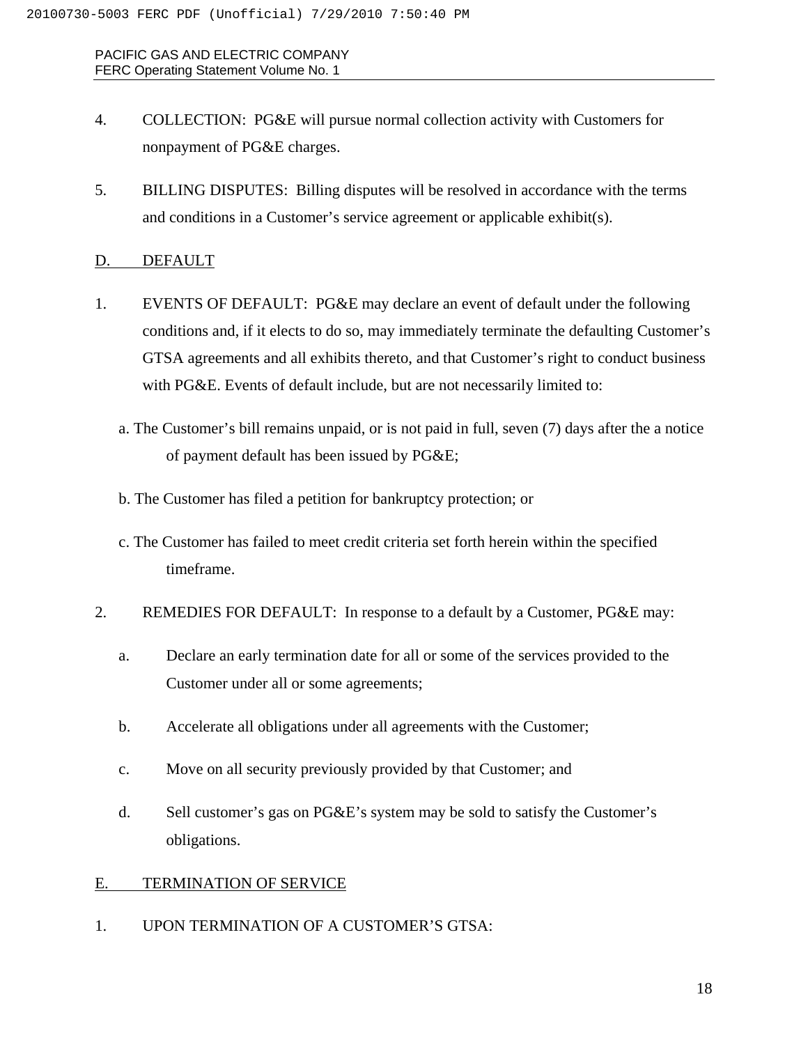4. COLLECTION: PG&E will pursue normal collection activity with Customers for nonpayment of PG&E charges.

5. BILLING DISPUTES: Billing disputes will be resolved in accordance with the terms and conditions in a Customer's service agreement or applicable exhibit(s).

## D. DEFAULT

1. EVENTS OF DEFAULT: PG&E may declare an event of default under the following conditions and, if it elects to do so, may immediately terminate the defaulting Customer's GTSA agreements and all exhibits thereto, and that Customer's right to conduct business with PG&E. Events of default include, but are not necessarily limited to:

   a. The Customer's bill remains unpaid, or is not paid in full, seven (7) days after the a notice of payment default has been issued by PG&E;

   b. The Customer has filed a petition for bankruptcy protection; or

   c. The Customer has failed to meet credit criteria set forth herein within the specified timeframe.

2. REMEDIES FOR DEFAULT: In response to a default by a Customer, PG&E may:

   a. Declare an early termination date for all or some of the services provided to the Customer under all or some agreements;

   b. Accelerate all obligations under all agreements with the Customer;

   c. Move on all security previously provided by that Customer; and

   d. Sell customer's gas on PG&E's system may be sold to satisfy the Customer's obligations.

## E. TERMINATION OF SERVICE

1. UPON TERMINATION OF A CUSTOMER'S GTSA: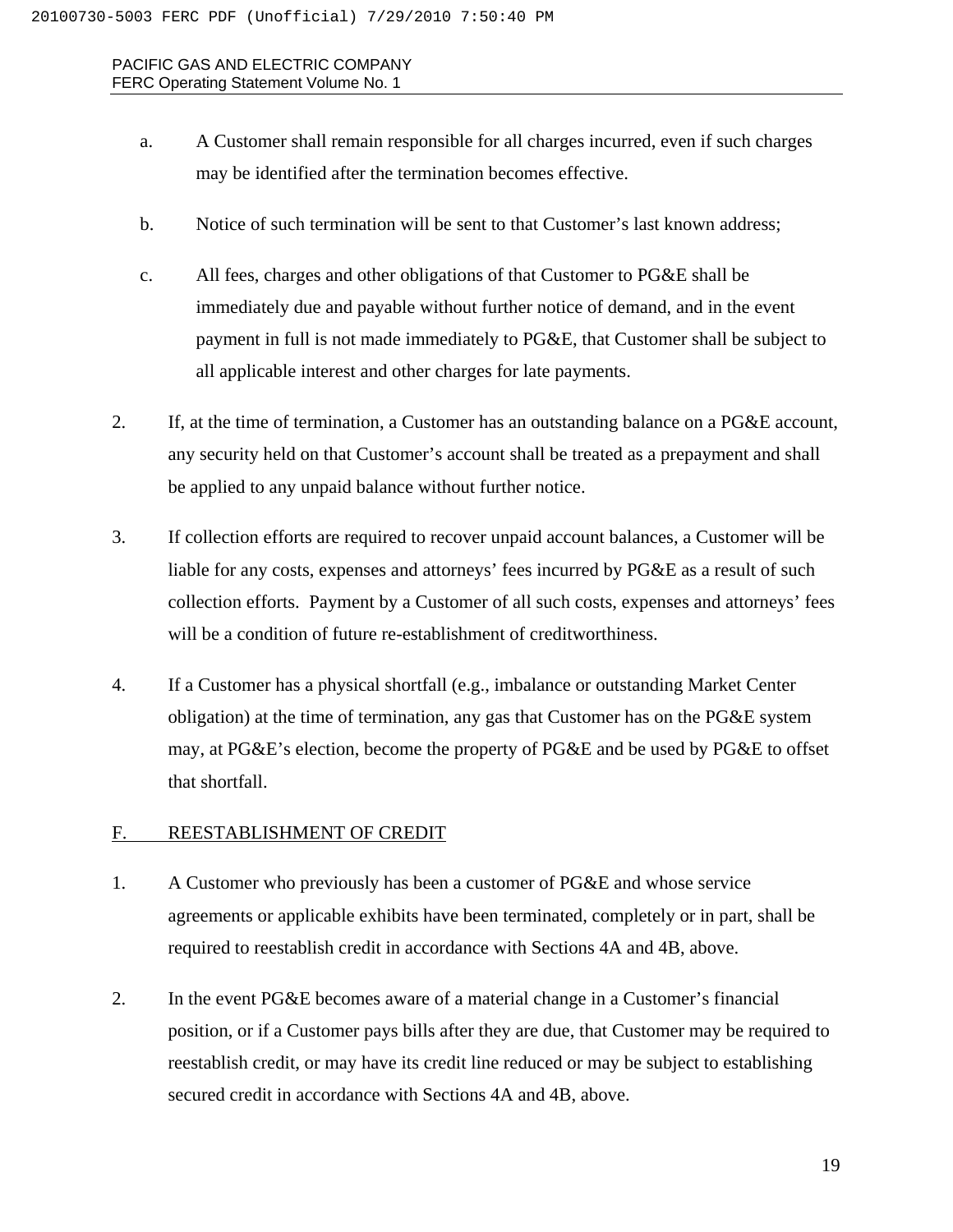a. A Customer shall remain responsible for all charges incurred, even if such charges may be identified after the termination becomes effective.

b. Notice of such termination will be sent to that Customer's last known address;

c. All fees, charges and other obligations of that Customer to PG&E shall be immediately due and payable without further notice of demand, and in the event payment in full is not made immediately to PG&E, that Customer shall be subject to all applicable interest and other charges for late payments.

2. If, at the time of termination, a Customer has an outstanding balance on a PG&E account, any security held on that Customer's account shall be treated as a prepayment and shall be applied to any unpaid balance without further notice.

3. If collection efforts are required to recover unpaid account balances, a Customer will be liable for any costs, expenses and attorneys' fees incurred by PG&E as a result of such collection efforts. Payment by a Customer of all such costs, expenses and attorneys' fees will be a condition of future re-establishment of creditworthiness.

4. If a Customer has a physical shortfall (e.g., imbalance or outstanding Market Center obligation) at the time of termination, any gas that Customer has on the PG&E system may, at PG&E's election, become the property of PG&E and be used by PG&E to offset that shortfall.

## F. REESTABLISHMENT OF CREDIT

1. A Customer who previously has been a customer of PG&E and whose service agreements or applicable exhibits have been terminated, completely or in part, shall be required to reestablish credit in accordance with Sections 4A and 4B, above.

2. In the event PG&E becomes aware of a material change in a Customer's financial position, or if a Customer pays bills after they are due, that Customer may be required to reestablish credit, or may have its credit line reduced or may be subject to establishing secured credit in accordance with Sections 4A and 4B, above.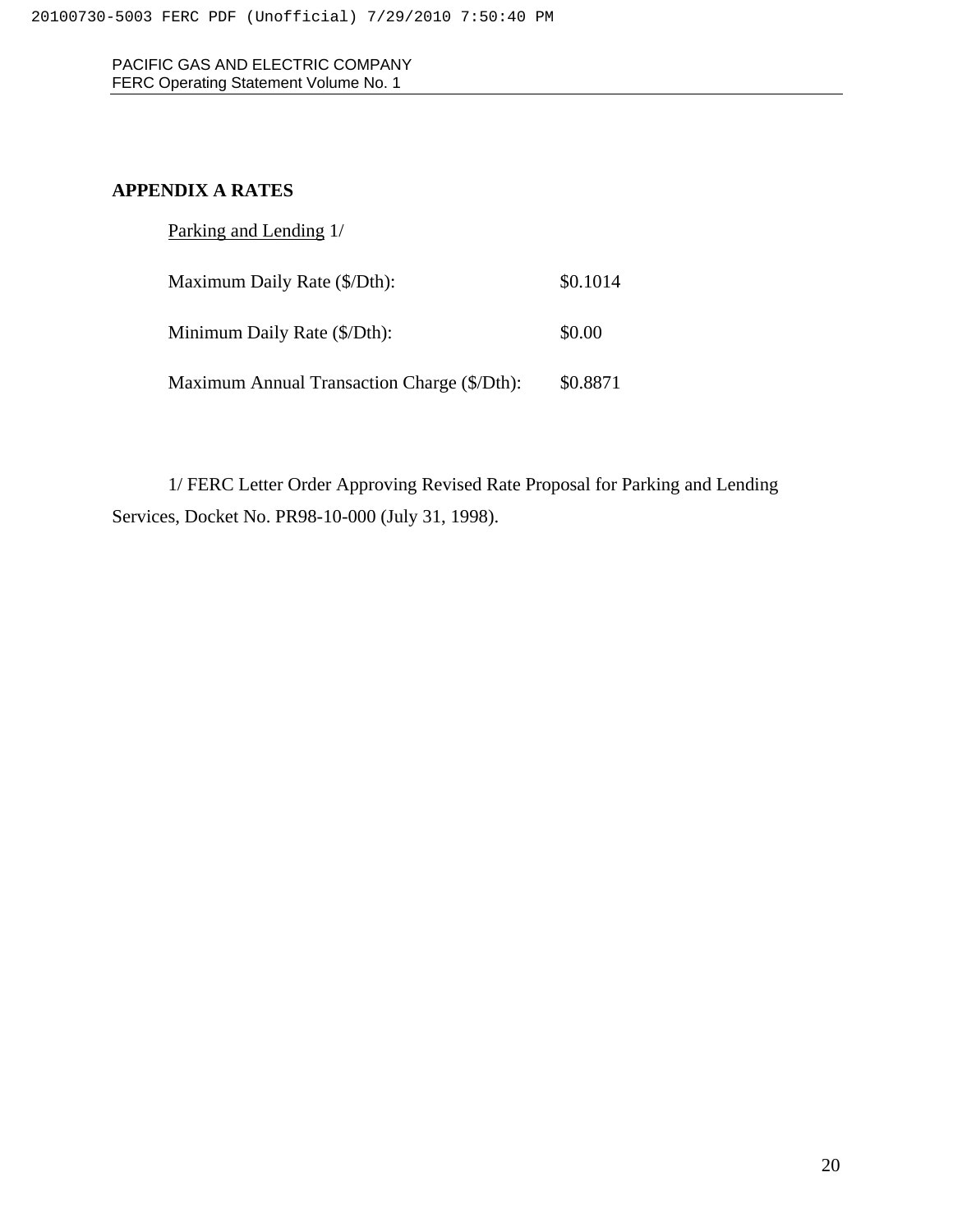## APPENDIX A RATES

Parking and Lending 1/

| | |
|---|---|
| Maximum Daily Rate ($/Dth): | $0.1014 |
| Minimum Daily Rate ($/Dth): | $0.00 |
| Maximum Annual Transaction Charge ($/Dth): | $0.8871 |

1/ FERC Letter Order Approving Revised Rate Proposal for Parking and Lending Services, Docket No. PR98-10-000 (July 31, 1998).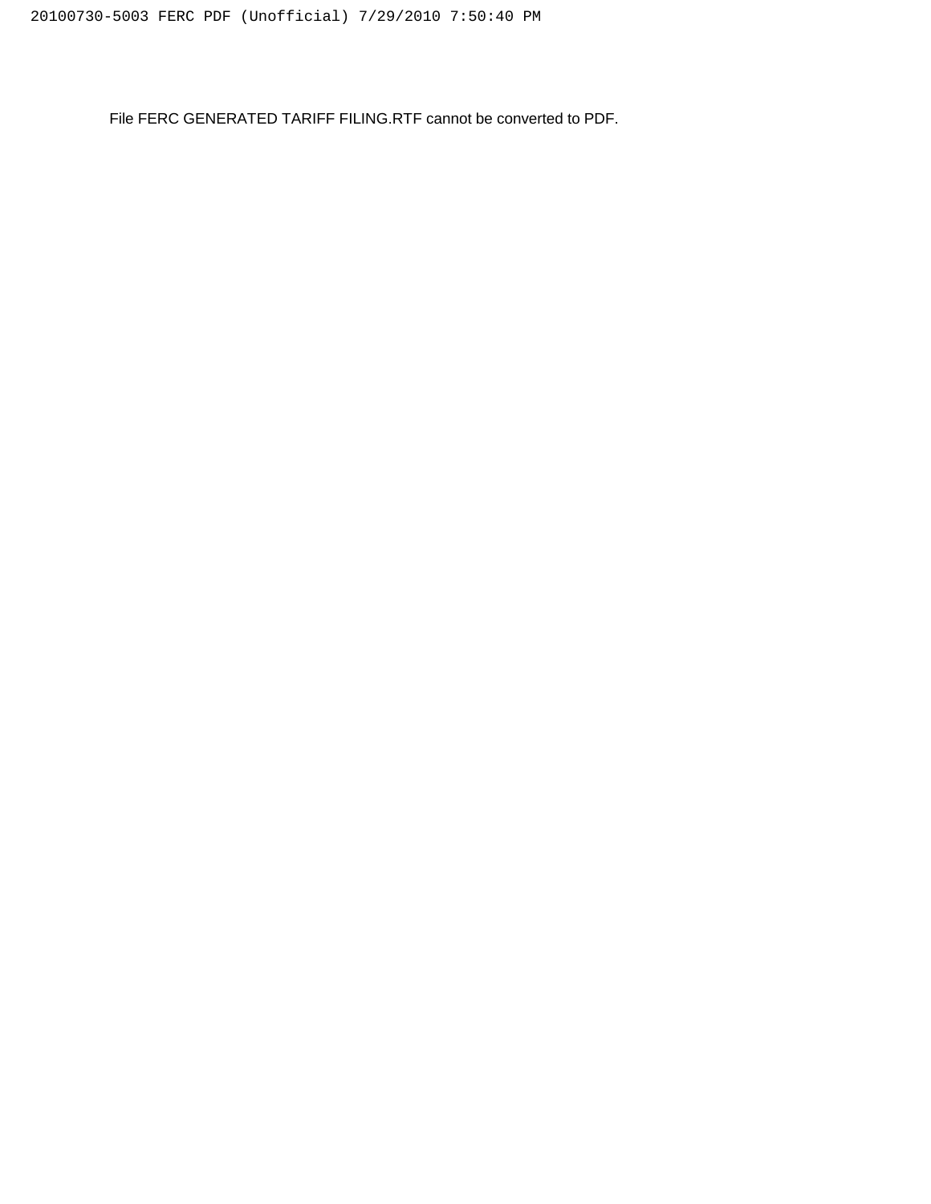File FERC GENERATED TARIFF FILING.RTF cannot be converted to PDF.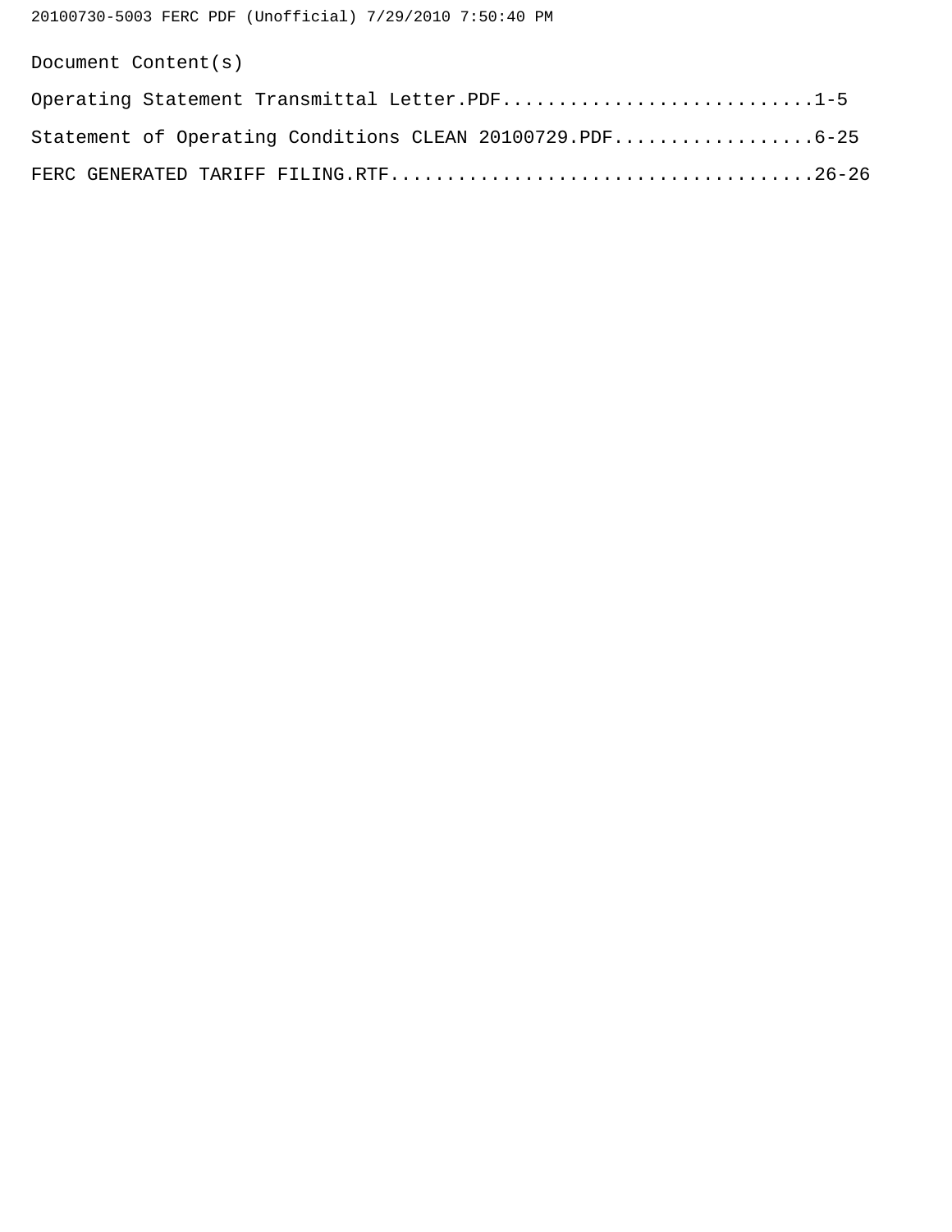Document Content(s)

Operating Statement Transmittal Letter.PDF............................1-5

Statement of Operating Conditions CLEAN 20100729.PDF..................6-25

FERC GENERATED TARIFF FILING.RTF......................................26-26